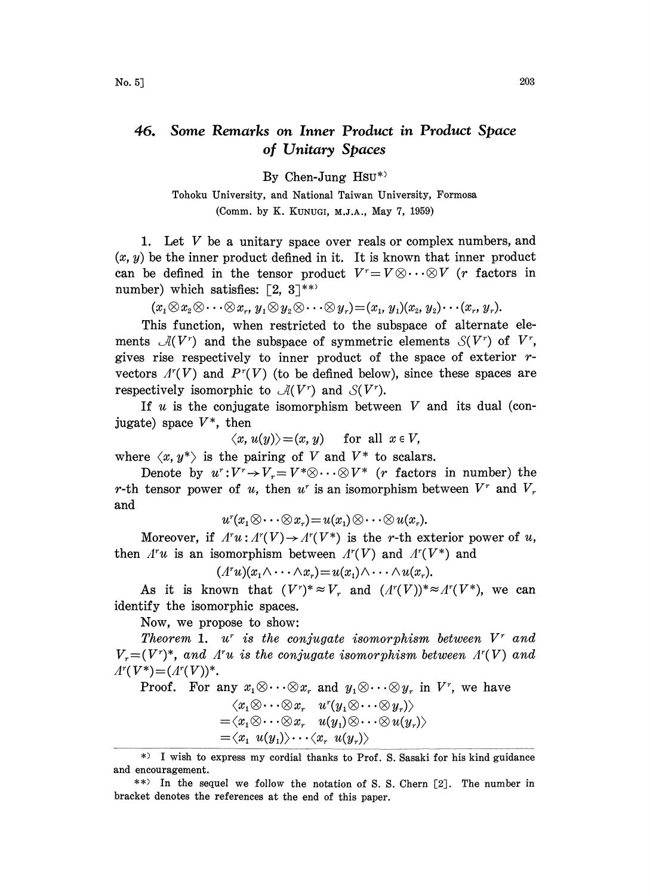# 46. Some Remarks on Inner Product in Product Space of Unitary Spaces

By Chen-Jung HSU*)

Tohoku University, and National Taiwan University, Formosa

(Comm. by K. KUNUGI, M.J.A., May 7, 1959)

1. Let $V$ be a unitary space over reals or complex numbers, and $(x, y)$ be the inner product defined in it. It is known that inner product can be defined in the tensor product $V^r = V \otimes \cdots \otimes V$ ($r$ factors in number) which satisfies: [2, 3]**)

$$(x_1 \otimes x_2 \otimes \cdots \otimes x_r,\ y_1 \otimes y_2 \otimes \cdots \otimes y_r) = (x_1, y_1)(x_2, y_2) \cdots (x_r, y_r).$$

This function, when restricted to the subspace of alternate elements $\mathcal{A}(V^r)$ and the subspace of symmetric elements $\mathcal{S}(V^r)$ of $V^r$, gives rise respectively to inner product of the space of exterior $r$-vectors $\Lambda^r(V)$ and $P^r(V)$ (to be defined below), since these spaces are respectively isomorphic to $\mathcal{A}(V^r)$ and $\mathcal{S}(V^r)$.

If $u$ is the conjugate isomorphism between $V$ and its dual (conjugate) space $V^*$, then

$$\langle x, u(y) \rangle = (x, y) \quad \text{for all } x \in V,$$

where $\langle x, y^* \rangle$ is the pairing of $V$ and $V^*$ to scalars.

Denote by $u^r : V^r \to V_r = V^* \otimes \cdots \otimes V^*$ ($r$ factors in number) the $r$-th tensor power of $u$, then $u^r$ is an isomorphism between $V^r$ and $V_r$ and

$$u^r(x_1 \otimes \cdots \otimes x_r) = u(x_1) \otimes \cdots \otimes u(x_r).$$

Moreover, if $\Lambda^r u : \Lambda^r(V) \to \Lambda^r(V^*)$ is the $r$-th exterior power of $u$, then $\Lambda^r u$ is an isomorphism between $\Lambda^r(V)$ and $\Lambda^r(V^*)$ and

$$(\Lambda^r u)(x_1 \wedge \cdots \wedge x_r) = u(x_1) \wedge \cdots \wedge u(x_r).$$

As it is known that $(V^r)^* \approx V_r$ and $(\Lambda^r(V))^* \approx \Lambda^r(V^*)$, we can identify the isomorphic spaces.

Now, we propose to show:

*Theorem* 1. *$u^r$ is the conjugate isomorphism between $V^r$ and $V_r = (V^r)^*$, and $\Lambda^r u$ is the conjugate isomorphism between $\Lambda^r(V)$ and $\Lambda^r(V^*) = (\Lambda^r(V))^*$.*

Proof. For any $x_1 \otimes \cdots \otimes x_r$ and $y_1 \otimes \cdots \otimes y_r$ in $V^r$, we have

$$\begin{aligned}
&\langle x_1 \otimes \cdots \otimes x_r \quad u^r(y_1 \otimes \cdots \otimes y_r) \rangle \\
&= \langle x_1 \otimes \cdots \otimes x_r \quad u(y_1) \otimes \cdots \otimes u(y_r) \rangle \\
&= \langle x_1 \quad u(y_1) \rangle \cdots \langle x_r \quad u(y_r) \rangle
\end{aligned}$$

---

*) I wish to express my cordial thanks to Prof. S. Sasaki for his kind guidance and encouragement.

**) In the sequel we follow the notation of S. S. Chern [2]. The number in bracket denotes the references at the end of this paper.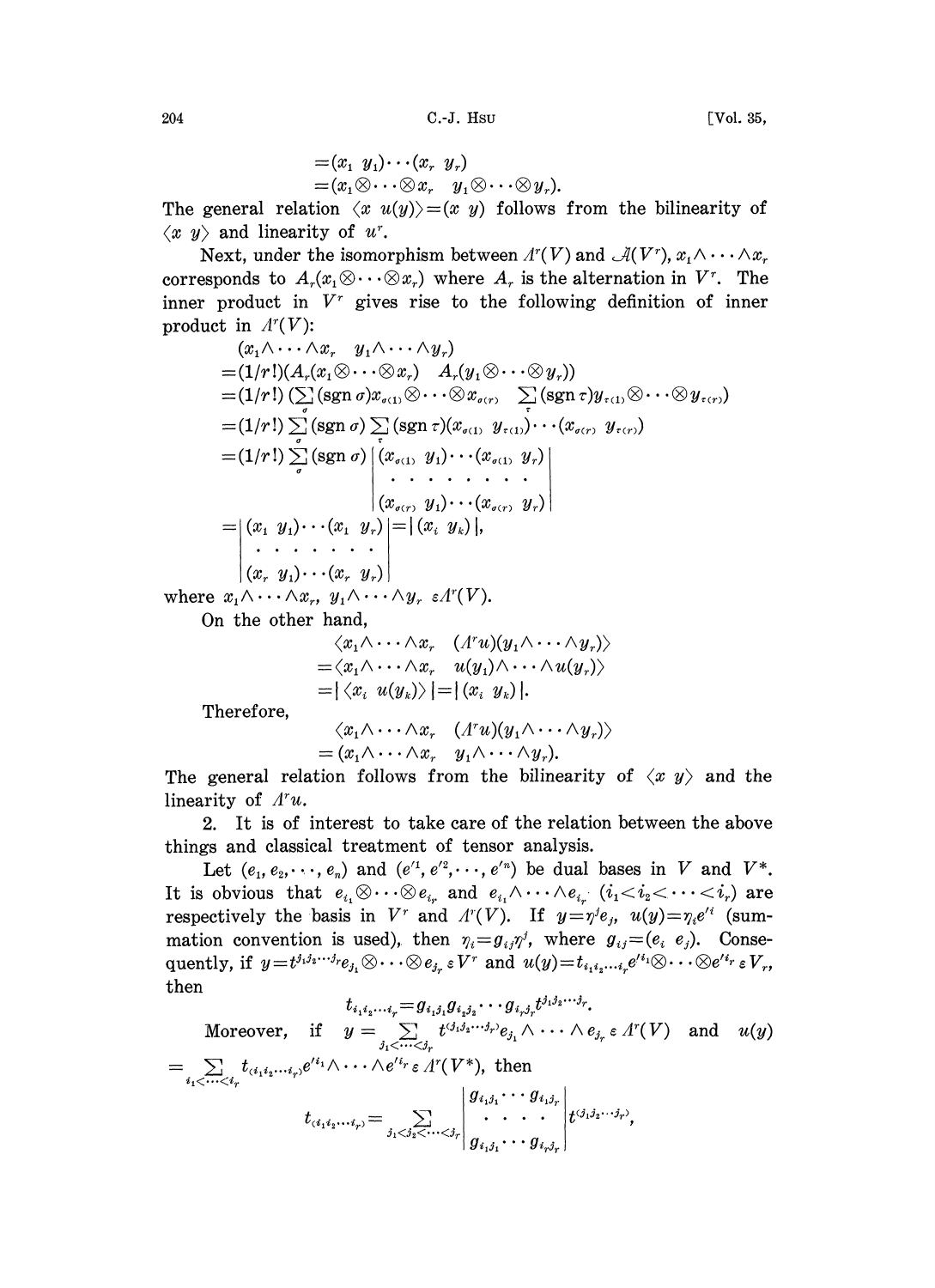$$
\begin{aligned}
&=(x_1\ y_1)\cdots(x_r\ y_r)\\
&=(x_1\otimes\cdots\otimes x_r\quad y_1\otimes\cdots\otimes y_r).
\end{aligned}
$$

The general relation $\langle x\ u(y)\rangle=(x\ y)$ follows from the bilinearity of $\langle x\ y\rangle$ and linearity of $u^r$.

Next, under the isomorphism between $\Lambda^r(V)$ and $\mathcal{A}(V^r)$, $x_1\wedge\cdots\wedge x_r$ corresponds to $A_r(x_1\otimes\cdots\otimes x_r)$ where $A_r$ is the alternation in $V^r$. The inner product in $V^r$ gives rise to the following definition of inner product in $\Lambda^r(V)$:

$$
\begin{aligned}
&(x_1\wedge\cdots\wedge x_r\quad y_1\wedge\cdots\wedge y_r)\\
&=(1/r!)(A_r(x_1\otimes\cdots\otimes x_r)\quad A_r(y_1\otimes\cdots\otimes y_r))\\
&=(1/r!)\Big(\sum_\sigma(\operatorname{sgn}\sigma)x_{\sigma(1)}\otimes\cdots\otimes x_{\sigma(r)}\quad \sum_\tau(\operatorname{sgn}\tau)y_{\tau(1)}\otimes\cdots\otimes y_{\tau(r)}\Big)\\
&=(1/r!)\sum_\sigma(\operatorname{sgn}\sigma)\sum_\tau(\operatorname{sgn}\tau)(x_{\sigma(1)}\ y_{\tau(1)})\cdots(x_{\sigma(r)}\ y_{\tau(r)})\\
&=(1/r!)\sum_\sigma(\operatorname{sgn}\sigma)\begin{vmatrix}(x_{\sigma(1)}\ y_1)\cdots(x_{\sigma(1)}\ y_r)\\ \cdots\cdots\cdots\\ (x_{\sigma(r)}\ y_1)\cdots(x_{\sigma(r)}\ y_r)\end{vmatrix}\\
&=\begin{vmatrix}(x_1\ y_1)\cdots(x_1\ y_r)\\ \cdots\cdots\cdots\\ (x_r\ y_1)\cdots(x_r\ y_r)\end{vmatrix}=|(x_i\ y_k)|,
\end{aligned}
$$

where $x_1\wedge\cdots\wedge x_r,\ y_1\wedge\cdots\wedge y_r\ \varepsilon\,\Lambda^r(V)$.

On the other hand,

$$
\begin{aligned}
&\langle x_1\wedge\cdots\wedge x_r\quad(\Lambda^r u)(y_1\wedge\cdots\wedge y_r)\rangle\\
&=\langle x_1\wedge\cdots\wedge x_r\quad u(y_1)\wedge\cdots\wedge u(y_r)\rangle\\
&=|\langle x_i\ u(y_k)\rangle|=|(x_i\ y_k)|.
\end{aligned}
$$

Therefore,

$$
\begin{aligned}
&\langle x_1\wedge\cdots\wedge x_r\quad(\Lambda^r u)(y_1\wedge\cdots\wedge y_r)\rangle\\
&=(x_1\wedge\cdots\wedge x_r\quad y_1\wedge\cdots\wedge y_r).
\end{aligned}
$$

The general relation follows from the bilinearity of $\langle x\ y\rangle$ and the linearity of $\Lambda^r u$.

2. It is of interest to take care of the relation between the above things and classical treatment of tensor analysis.

Let $(e_1,e_2,\cdots,e_n)$ and $(e'^1,e'^2,\cdots,e'^n)$ be dual bases in $V$ and $V^*$. It is obvious that $e_{i_1}\otimes\cdots\otimes e_{i_r}$ and $e_{i_1}\wedge\cdots\wedge e_{i_r}$ $(i_1<i_2<\cdots<i_r)$ are respectively the basis in $V^r$ and $\Lambda^r(V)$. If $y=\eta^j e_j$, $u(y)=\eta_i e'^i$ (summation convention is used), then $\eta_i=g_{ij}\eta^j$, where $g_{ij}=(e_i\ e_j)$. Consequently, if $y=t^{j_1j_2\cdots j_r}e_{j_1}\otimes\cdots\otimes e_{j_r}\,\varepsilon\,V^r$ and $u(y)=t_{i_1i_2\cdots i_r}e'^{i_1}\otimes\cdots\otimes e'^{i_r}\,\varepsilon\,V_r$, then

$$
t_{i_1i_2\cdots i_r}=g_{i_1j_1}g_{i_2j_2}\cdots g_{i_rj_r}t^{j_1j_2\cdots j_r}.
$$

Moreover, if $y=\sum_{j_1<\cdots<j_r}t^{(j_1j_2\cdots j_r)}e_{j_1}\wedge\cdots\wedge e_{j_r}\,\varepsilon\,\Lambda^r(V)$ and $u(y)=\sum_{i_1<\cdots<i_r}t_{(i_1i_2\cdots i_r)}e'^{i_1}\wedge\cdots\wedge e'^{i_r}\,\varepsilon\,\Lambda^r(V^*)$, then

$$
t_{(i_1i_2\cdots i_r)}=\sum_{j_1<j_2<\cdots<j_r}\begin{vmatrix}g_{i_1j_1}\cdots g_{i_1j_r}\\ \cdots\cdots\\ g_{i_rj_1}\cdots g_{i_rj_r}\end{vmatrix}t^{(j_1j_2\cdots j_r)},
$$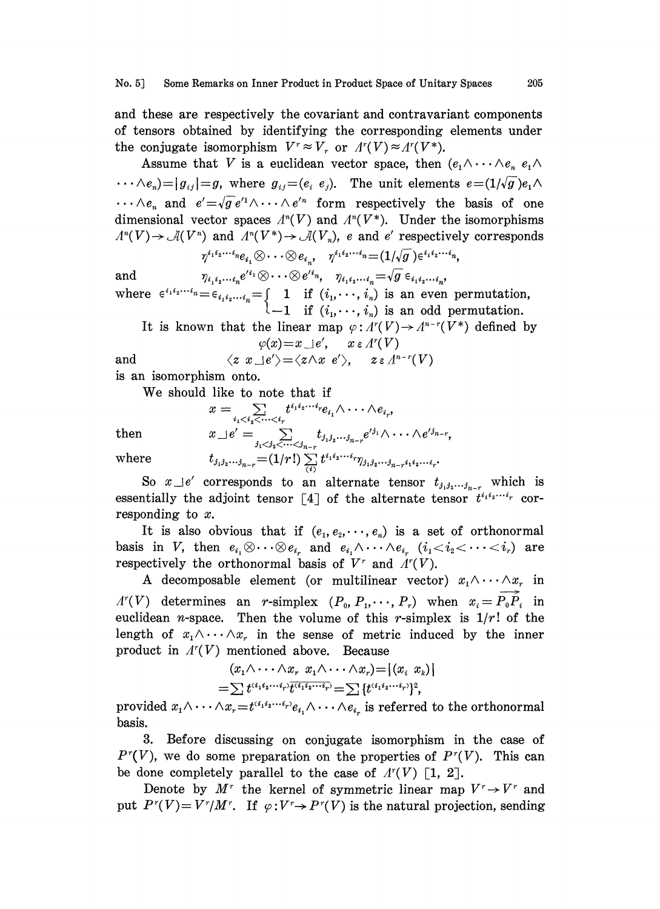and these are respectively the covariant and contravariant components of tensors obtained by identifying the corresponding elements under the conjugate isomorphism $V^r \approx V_r$ or $\Lambda^r(V) \approx \Lambda^r(V^*)$.

Assume that $V$ is a euclidean vector space, then $(e_1 \wedge \cdots \wedge e_n \; e_1 \wedge \cdots \wedge e_n) = |g_{ij}| = g$, where $g_{ij} = (e_i \; e_j)$. The unit elements $e = (1/\sqrt{g}) e_1 \wedge \cdots \wedge e_n$ and $e' = \sqrt{g}\, e'^1 \wedge \cdots \wedge e'^n$ form respectively the basis of one dimensional vector spaces $\Lambda^n(V)$ and $\Lambda^n(V^*)$. Under the isomorphisms $\Lambda^n(V) \to \mathcal{A}(V^n)$ and $\Lambda^n(V^*) \to \mathcal{A}(V_n)$, $e$ and $e'$ respectively corresponds

$$\eta^{i_1 i_2 \cdots i_n} e_{i_1} \otimes \cdots \otimes e_{i_n}, \quad \eta^{i_1 i_2 \cdots i_n} = (1/\sqrt{g}) \epsilon^{i_1 i_2 \cdots i_n},$$

and

$$\eta_{i_1 i_2 \cdots i_n} e'^{i_1} \otimes \cdots \otimes e'^{i_n}, \quad \eta_{i_1 i_2 \cdots i_n} = \sqrt{g}\, \epsilon_{i_1 i_2 \cdots i_n},$$

where $\epsilon^{i_1 i_2 \cdots i_n} = \epsilon_{i_1 i_2 \cdots i_n} = \begin{cases} 1 & \text{if } (i_1, \cdots, i_n) \text{ is an even permutation,} \\ -1 & \text{if } (i_1, \cdots, i_n) \text{ is an odd permutation.} \end{cases}$

It is known that the linear map $\varphi : \Lambda^r(V) \to \Lambda^{n-r}(V^*)$ defined by

$$\varphi(x) = x \lrcorner e', \quad x \in \Lambda^r(V)$$

and

$$\langle z \; x \lrcorner e' \rangle = \langle z \wedge x \; e' \rangle, \quad z \in \Lambda^{n-r}(V)$$

is an isomorphism onto.

We should like to note that if

$$x = \sum_{i_1 < i_2 < \cdots < i_r} t^{i_1 i_2 \cdots i_r} e_{i_1} \wedge \cdots \wedge e_{i_r},$$

then

$$x \lrcorner e' = \sum_{j_1 < j_2 < \cdots < j_{n-r}} t_{j_1 j_2 \cdots j_{n-r}} e'^{j_1} \wedge \cdots \wedge e'^{j_{n-r}},$$

where

$$t_{j_1 j_2 \cdots j_{n-r}} = (1/r!) \sum_{(i)} t^{i_1 i_2 \cdots i_r} \eta_{j_1 j_2 \cdots j_{n-r} i_1 i_2 \cdots i_r}.$$

So $x \lrcorner e'$ corresponds to an alternate tensor $t_{j_1 j_2 \cdots j_{n-r}}$ which is essentially the adjoint tensor [4] of the alternate tensor $t^{i_1 i_2 \cdots i_r}$ corresponding to $x$.

It is also obvious that if $(e_1, e_2, \cdots, e_n)$ is a set of orthonormal basis in $V$, then $e_{i_1} \otimes \cdots \otimes e_{i_r}$ and $e_{i_1} \wedge \cdots \wedge e_{i_r}$ $(i_1 < i_2 < \cdots < i_r)$ are respectively the orthonormal basis of $V^r$ and $\Lambda^r(V)$.

A decomposable element (or multilinear vector) $x_1 \wedge \cdots \wedge x_r$ in $\Lambda^r(V)$ determines an $r$-simplex $(P_0, P_1, \cdots, P_r)$ when $x_i = \overrightarrow{P_0 P_i}$ in euclidean $n$-space. Then the volume of this $r$-simplex is $1/r!$ of the length of $x_1 \wedge \cdots \wedge x_r$ in the sense of metric induced by the inner product in $\Lambda^r(V)$ mentioned above. Because

$$(x_1 \wedge \cdots \wedge x_r \; x_1 \wedge \cdots \wedge x_r) = |(x_i \; x_k)|$$
$$= \sum t^{(i_1 i_2 \cdots i_r)} \overline{t^{(i_1 i_2 \cdots i_r)}} = \sum \{t^{(i_1 i_2 \cdots i_r)}\}^2,$$

provided $x_1 \wedge \cdots \wedge x_r = t^{(i_1 i_2 \cdots i_r)} e_{i_1} \wedge \cdots \wedge e_{i_r}$ is referred to the orthonormal basis.

3. Before discussing on conjugate isomorphism in the case of $P^r(V)$, we do some preparation on the properties of $P^r(V)$. This can be done completely parallel to the case of $\Lambda^r(V)$ [1, 2].

Denote by $M^r$ the kernel of symmetric linear map $V^r \to V^r$ and put $P^r(V) = V^r / M^r$. If $\varphi : V^r \to P^r(V)$ is the natural projection, sending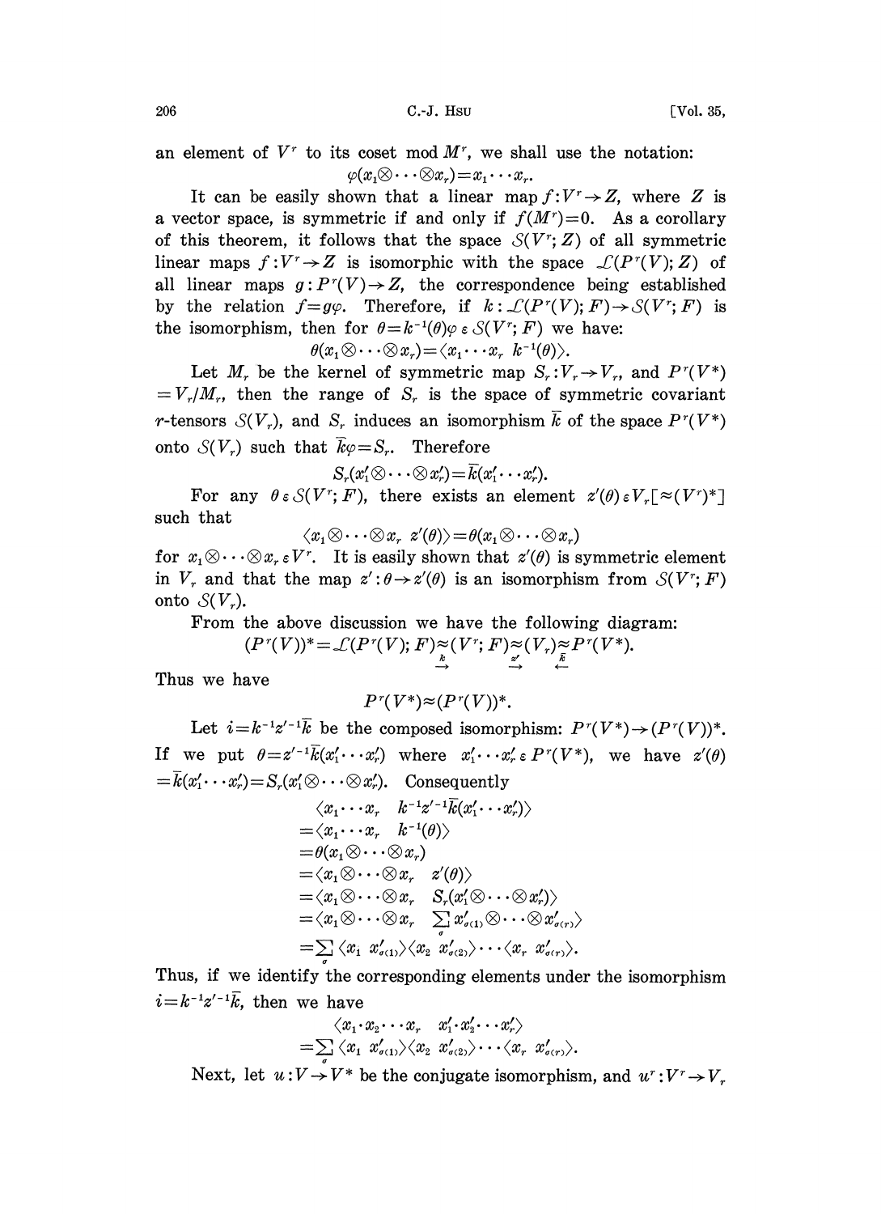an element of $V^r$ to its coset mod $M^r$, we shall use the notation:

$$\varphi(x_1 \otimes \cdots \otimes x_r) = x_1 \cdots x_r.$$

It can be easily shown that a linear map $f: V^r \to Z$, where $Z$ is a vector space, is symmetric if and only if $f(M^r)=0$. As a corollary of this theorem, it follows that the space $\mathcal{S}(V^r; Z)$ of all symmetric linear maps $f: V^r \to Z$ is isomorphic with the space $\mathcal{L}(P^r(V); Z)$ of all linear maps $g: P^r(V) \to Z$, the correspondence being established by the relation $f = g\varphi$. Therefore, if $k: \mathcal{L}(P^r(V); F) \to \mathcal{S}(V^r; F)$ is the isomorphism, then for $\theta = k^{-1}(\theta)\varphi \in \mathcal{S}(V^r; F)$ we have:

$$\theta(x_1 \otimes \cdots \otimes x_r) = \langle x_1 \cdots x_r \;\; k^{-1}(\theta)\rangle.$$

Let $M_r$ be the kernel of symmetric map $S_r: V_r \to V_r$, and $P^r(V^*) = V_r / M_r$, then the range of $S_r$ is the space of symmetric covariant $r$-tensors $\mathcal{S}(V_r)$, and $S_r$ induces an isomorphism $\bar{k}$ of the space $P^r(V^*)$ onto $\mathcal{S}(V_r)$ such that $\bar{k}\varphi = S_r$. Therefore

$$S_r(x_1' \otimes \cdots \otimes x_r') = \bar{k}(x_1' \cdots x_r').$$

For any $\theta \in \mathcal{S}(V^r; F)$, there exists an element $z'(\theta) \in V_r [\approx (V^r)^*]$ such that

$$\langle x_1 \otimes \cdots \otimes x_r \;\; z'(\theta)\rangle = \theta(x_1 \otimes \cdots \otimes x_r)$$

for $x_1 \otimes \cdots \otimes x_r \in V^r$. It is easily shown that $z'(\theta)$ is symmetric element in $V_r$ and that the map $z': \theta \to z'(\theta)$ is an isomorphism from $\mathcal{S}(V^r; F)$ onto $\mathcal{S}(V_r)$.

From the above discussion we have the following diagram:

$$(P^r(V))^* = \mathcal{L}(P^r(V); F) \underset{\overrightarrow{k}}{\approx} (V^r; F) \underset{\overrightarrow{z'}}{\approx} (V_r) \underset{\overleftarrow{\bar{k}}}{\approx} P^r(V^*).$$

Thus we have

$$P^r(V^*) \approx (P^r(V))^*.$$

Let $i = k^{-1} z'^{-1} \bar{k}$ be the composed isomorphism: $P^r(V^*) \to (P^r(V))^*$. If we put $\theta = z'^{-1}\bar{k}(x_1' \cdots x_r')$ where $x_1' \cdots x_r' \in P^r(V^*)$, we have $z'(\theta) = \bar{k}(x_1' \cdots x_r') = S_r(x_1' \otimes \cdots \otimes x_r')$. Consequently

$$\begin{aligned}
&\langle x_1 \cdots x_r \;\; k^{-1} z'^{-1} \bar{k}(x_1' \cdots x_r')\rangle \\
&= \langle x_1 \cdots x_r \;\; k^{-1}(\theta)\rangle \\
&= \theta(x_1 \otimes \cdots \otimes x_r) \\
&= \langle x_1 \otimes \cdots \otimes x_r \;\; z'(\theta)\rangle \\
&= \langle x_1 \otimes \cdots \otimes x_r \;\; S_r(x_1' \otimes \cdots \otimes x_r')\rangle \\
&= \langle x_1 \otimes \cdots \otimes x_r \;\; \sum_\sigma x'_{\sigma(1)} \otimes \cdots \otimes x'_{\sigma(r)}\rangle \\
&= \sum_\sigma \langle x_1 \;\; x'_{\sigma(1)}\rangle \langle x_2 \;\; x'_{\sigma(2)}\rangle \cdots \langle x_r \;\; x'_{\sigma(r)}\rangle.
\end{aligned}$$

Thus, if we identify the corresponding elements under the isomorphism $i = k^{-1} z'^{-1} \bar{k}$, then we have

$$\begin{aligned}
&\langle x_1 \cdot x_2 \cdots x_r \;\; x_1' \cdot x_2' \cdots x_r'\rangle \\
&= \sum_\sigma \langle x_1 \;\; x'_{\sigma(1)}\rangle \langle x_2 \;\; x'_{\sigma(2)}\rangle \cdots \langle x_r \;\; x'_{\sigma(r)}\rangle.
\end{aligned}$$

Next, let $u: V \to V^*$ be the conjugate isomorphism, and $u^r: V^r \to V_r$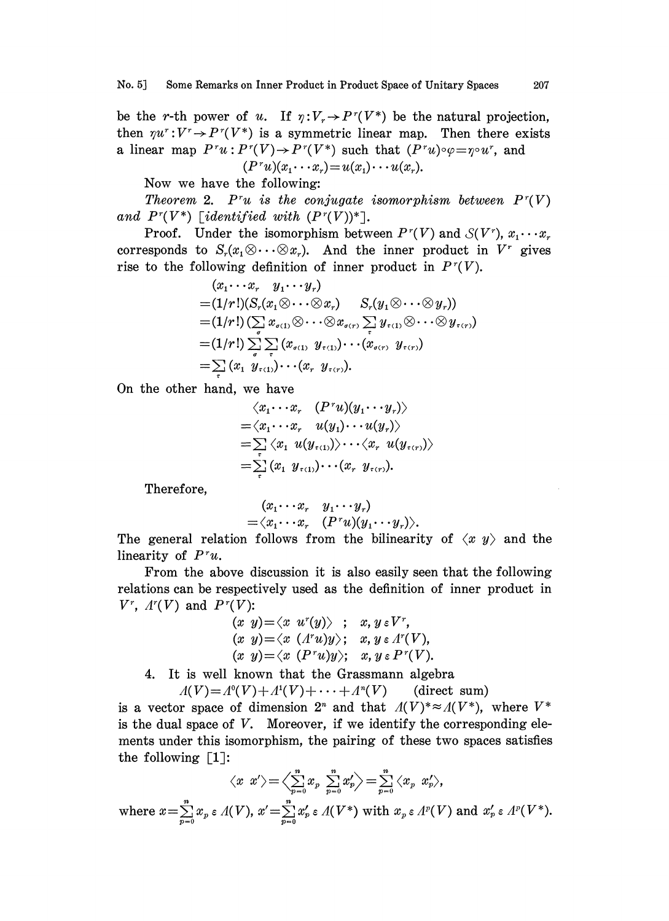be the $r$-th power of $u$. If $\eta: V_r \to P^r(V^*)$ be the natural projection, then $\eta u^r: V^r \to P^r(V^*)$ is a symmetric linear map. Then there exists a linear map $P^r u: P^r(V) \to P^r(V^*)$ such that $(P^r u)\circ\varphi = \eta \circ u^r$, and

$$(P^r u)(x_1 \cdots x_r) = u(x_1) \cdots u(x_r).$$

Now we have the following:

*Theorem* 2. *$P^r u$ is the conjugate isomorphism between $P^r(V)$ and $P^r(V^*)$ [identified with $(P^r(V))^*$].*

Proof. Under the isomorphism between $P^r(V)$ and $\mathcal{S}(V^r)$, $x_1 \cdots x_r$ corresponds to $S_r(x_1 \otimes \cdots \otimes x_r)$. And the inner product in $V^r$ gives rise to the following definition of inner product in $P^r(V)$.

$$\begin{aligned}
&(x_1 \cdots x_r \quad y_1 \cdots y_r) \\
&= (1/r!)(S_r(x_1 \otimes \cdots \otimes x_r) \quad S_r(y_1 \otimes \cdots \otimes y_r)) \\
&= (1/r!)(\sum_\sigma x_{\sigma(1)} \otimes \cdots \otimes x_{\sigma(r)} \sum_\tau y_{\tau(1)} \otimes \cdots \otimes y_{\tau(r)}) \\
&= (1/r!) \sum_\sigma \sum_\tau (x_{\sigma(1)} \quad y_{\tau(1)}) \cdots (x_{\sigma(r)} \quad y_{\tau(r)}) \\
&= \sum_\tau (x_1 \quad y_{\tau(1)}) \cdots (x_r \quad y_{\tau(r)}).
\end{aligned}$$

On the other hand, we have

$$\begin{aligned}
&\langle x_1 \cdots x_r \quad (P^r u)(y_1 \cdots y_r) \rangle \\
&= \langle x_1 \cdots x_r \quad u(y_1) \cdots u(y_r) \rangle \\
&= \sum_\tau \langle x_1 \quad u(y_{\tau(1)}) \rangle \cdots \langle x_r \quad u(y_{\tau(r)}) \rangle \\
&= \sum_\tau (x_1 \quad y_{\tau(1)}) \cdots (x_r \quad y_{\tau(r)}).
\end{aligned}$$

Therefore,

$$\begin{aligned}
&(x_1 \cdots x_r \quad y_1 \cdots y_r) \\
&= \langle x_1 \cdots x_r \quad (P^r u)(y_1 \cdots y_r) \rangle.
\end{aligned}$$

The general relation follows from the bilinearity of $\langle x \ y \rangle$ and the linearity of $P^r u$.

From the above discussion it is also easily seen that the following relations can be respectively used as the definition of inner product in $V^r$, $\Lambda^r(V)$ and $P^r(V)$:

$$\begin{aligned}
(x \ y) &= \langle x \ u^r(y) \rangle \ ; \quad x, y \in V^r, \\
(x \ y) &= \langle x \ (\Lambda^r u) y \rangle ; \quad x, y \in \Lambda^r(V), \\
(x \ y) &= \langle x \ (P^r u) y \rangle ; \quad x, y \in P^r(V).
\end{aligned}$$

4. It is well known that the Grassmann algebra

$$\Lambda(V) = \Lambda^0(V) + \Lambda^1(V) + \cdots + \Lambda^n(V) \qquad \text{(direct sum)}$$

is a vector space of dimension $2^n$ and that $\Lambda(V)^* \approx \Lambda(V^*)$, where $V^*$ is the dual space of $V$. Moreover, if we identify the corresponding elements under this isomorphism, the pairing of these two spaces satisfies the following [1]:

$$\langle x \ x' \rangle = \Big\langle \sum_{p=0}^n x_p \ \sum_{p=0}^n x'_p \Big\rangle = \sum_{p=0}^n \langle x_p \ x'_p \rangle,$$

where $x = \sum_{p=0}^n x_p \in \Lambda(V)$, $x' = \sum_{p=0}^n x'_p \in \Lambda(V^*)$ with $x_p \in \Lambda^p(V)$ and $x'_p \in \Lambda^p(V^*)$.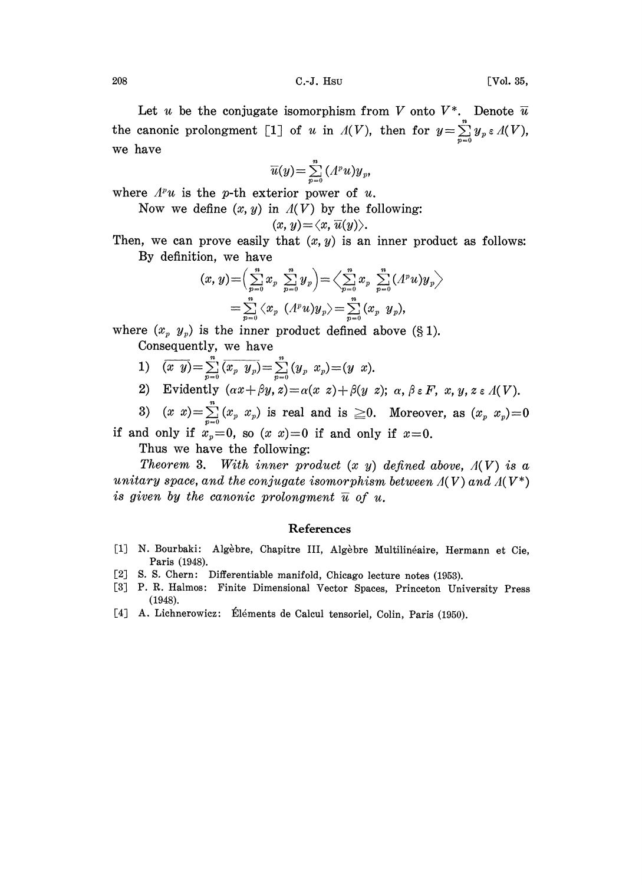Let $u$ be the conjugate isomorphism from $V$ onto $V^*$. Denote $\overline{u}$ the canonic prolongment [1] of $u$ in $\Lambda(V)$, then for $y=\sum_{p=0}^{n} y_p \in \Lambda(V)$, we have

$$\overline{u}(y)=\sum_{p=0}^{n}(\Lambda^p u)y_p,$$

where $\Lambda^p u$ is the $p$-th exterior power of $u$.

Now we define $(x, y)$ in $\Lambda(V)$ by the following:

$$(x, y)=\langle x, \overline{u}(y)\rangle.$$

Then, we can prove easily that $(x, y)$ is an inner product as follows:

By definition, we have

$$(x, y)=\Big(\sum_{p=0}^{n} x_p \ \sum_{p=0}^{n} y_p\Big)=\Big\langle \sum_{p=0}^{n} x_p \ \sum_{p=0}^{n}(\Lambda^p u)y_p\Big\rangle$$
$$=\sum_{p=0}^{n}\langle x_p \ (\Lambda^p u)y_p\rangle=\sum_{p=0}^{n}(x_p \ y_p),$$

where $(x_p \ y_p)$ is the inner product defined above (§ 1).

Consequently, we have

1) $\overline{(x \ y)}=\sum_{p=0}^{n}\overline{(x_p \ y_p)}=\sum_{p=0}^{n}(y_p \ x_p)=(y \ x)$.

2) Evidently $(\alpha x+\beta y, z)=\alpha(x \ z)+\beta(y \ z)$; $\alpha, \beta \in F$, $x, y, z \in \Lambda(V)$.

3) $(x \ x)=\sum_{p=0}^{n}(x_p \ x_p)$ is real and is $\geqq 0$. Moreover, as $(x_p \ x_p)=0$ if and only if $x_p=0$, so $(x \ x)=0$ if and only if $x=0$.

Thus we have the following:

*Theorem* 3. *With inner product $(x \ y)$ defined above, $\Lambda(V)$ is a unitary space, and the conjugate isomorphism between $\Lambda(V)$ and $\Lambda(V^*)$ is given by the canonic prolongment $\overline{u}$ of $u$.*

## References

[1] N. Bourbaki: Algèbre, Chapitre III, Algèbre Multilinéaire, Hermann et Cie, Paris (1948).

[2] S. S. Chern: Differentiable manifold, Chicago lecture notes (1953).

[3] P. R. Halmos: Finite Dimensional Vector Spaces, Princeton University Press (1948).

[4] A. Lichnerowicz: Éléments de Calcul tensoriel, Colin, Paris (1950).